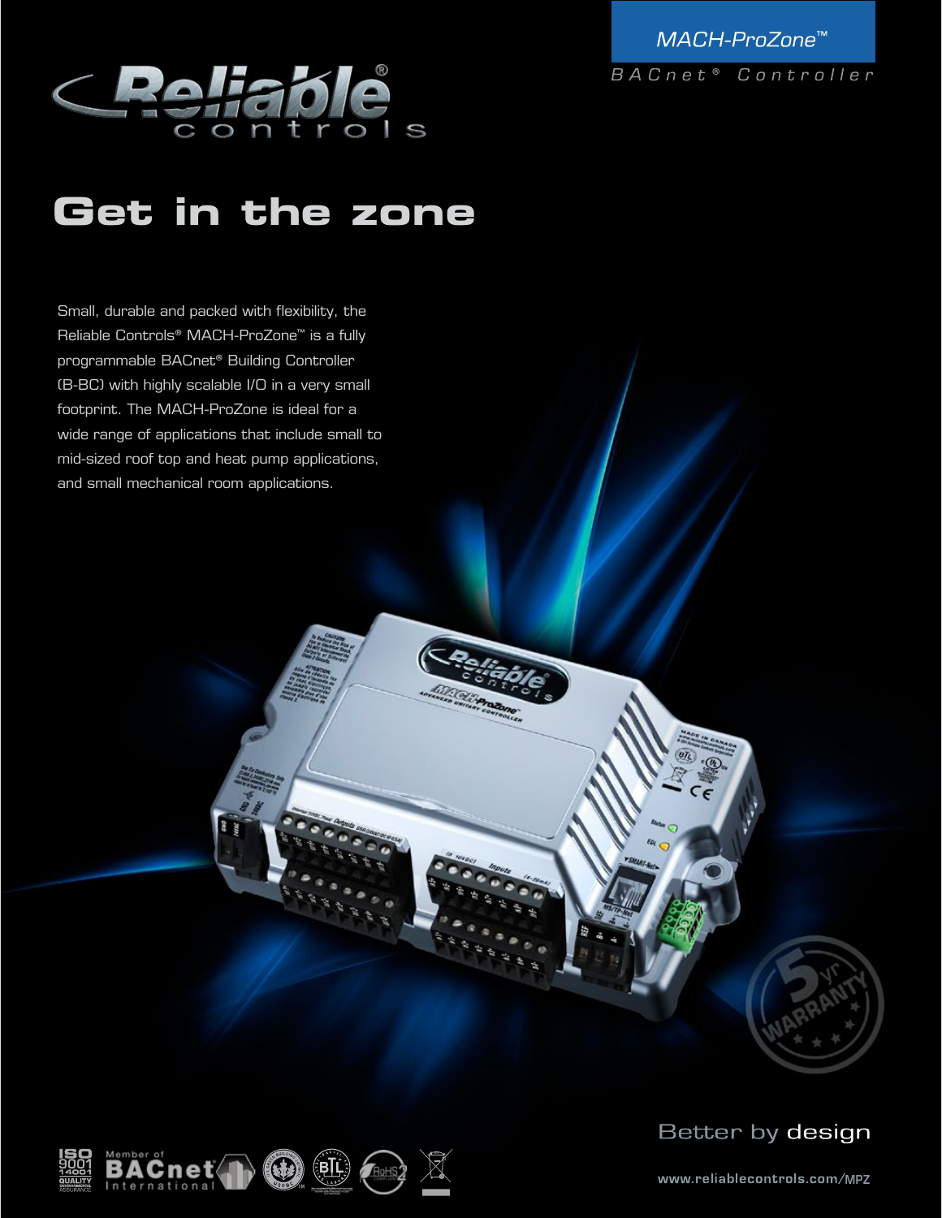MACH-ProZone™

BACnet® Controller

# Get in the zone

Small, durable and packed with flexibility, the Reliable Controls® MACH-ProZone™ is a fully programmable BACnet® Building Controller (B-BC) with highly scalable I/O in a very small footprint. The MACH-ProZone is ideal for a wide range of applications that include small to mid-sized roof top and heat pump applications, and small mechanical room applications.

Better by design

www.reliablecontrols.com/MPZ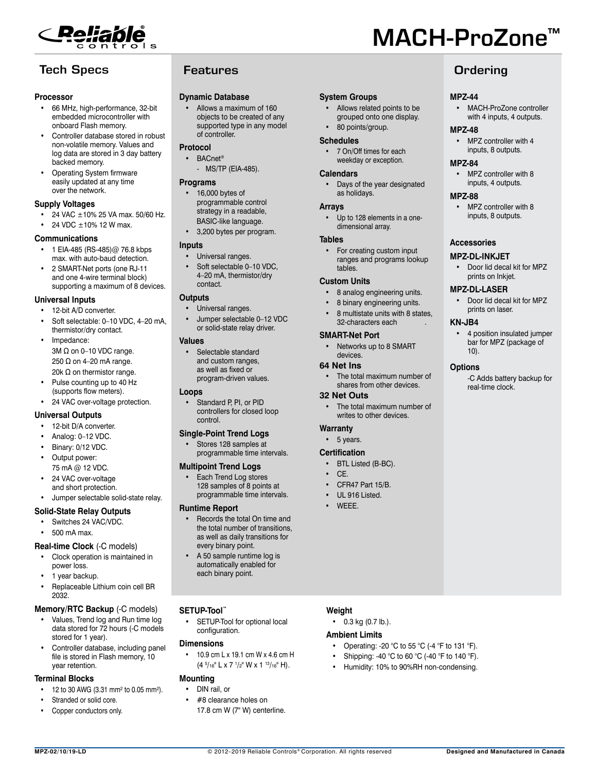# MACH-ProZone™

## Tech Specs

### Processor

- 66 MHz, high-performance, 32-bit embedded microcontroller with onboard Flash memory.
- Controller database stored in robust non-volatile memory. Values and log data are stored in 3 day battery backed memory.
- Operating System firmware easily updated at any time over the network.

### Supply Voltages

- 24 VAC ±10% 25 VA max. 50/60 Hz.
- 24 VDC ±10% 12 W max.

### Communications

- 1 EIA-485 (RS-485)@ 76.8 kbps max. with auto-baud detection.
- 2 SMART-Net ports (one RJ-11 and one 4-wire terminal block) supporting a maximum of 8 devices.

### Universal Inputs

- 12-bit A/D converter.
- Soft selectable: 0–10 VDC, 4–20 mA, thermistor/dry contact.
- Impedance:
  3M Ω on 0–10 VDC range.
  250 Ω on 4–20 mA range.
  20k Ω on thermistor range.
- Pulse counting up to 40 Hz (supports flow meters).
- 24 VAC over-voltage protection.

### Universal Outputs

- 12-bit D/A converter.
- Analog: 0–12 VDC.
- Binary: 0/12 VDC.
- Output power:
  75 mA @ 12 VDC.
- 24 VAC over-voltage and short protection.
- Jumper selectable solid-state relay.

### Solid-State Relay Outputs

- Switches 24 VAC/VDC.
- 500 mA max.

### Real-time Clock (-C models)

- Clock operation is maintained in power loss.
- 1 year backup.
- Replaceable Lithium coin cell BR 2032.

### Memory/RTC Backup (-C models)

- Values, Trend log and Run time log data stored for 72 hours (-C models stored for 1 year).
- Controller database, including panel file is stored in Flash memory, 10 year retention.

### Terminal Blocks

- 12 to 30 AWG (3.31 mm² to 0.05 mm²).
- Stranded or solid core.
- Copper conductors only.

## Features

### Dynamic Database

- Allows a maximum of 160 objects to be created of any supported type in any model of controller.

### Protocol

- BACnet®
  - MS/TP (EIA-485).

### Programs

- 16,000 bytes of programmable control strategy in a readable, BASIC-like language.
- 3,200 bytes per program.

### Inputs

- Universal ranges.
- Soft selectable 0–10 VDC, 4–20 mA, thermistor/dry contact.

### Outputs

- Universal ranges.
- Jumper selectable 0–12 VDC or solid-state relay driver.

### Values

- Selectable standard and custom ranges, as well as fixed or program-driven values.

### Loops

- Standard P, PI, or PID controllers for closed loop control.

### Single-Point Trend Logs

- Stores 128 samples at programmable time intervals.

### Multipoint Trend Logs

- Each Trend Log stores 128 samples of 8 points at programmable time intervals.

### Runtime Report

- Records the total On time and the total number of transitions, as well as daily transitions for every binary point.
- A 50 sample runtime log is automatically enabled for each binary point.

### System Groups

- Allows related points to be grouped onto one display.
- 80 points/group.

### Schedules

- 7 On/Off times for each weekday or exception.

### Calendars

- Days of the year designated as holidays.

### Arrays

- Up to 128 elements in a one-dimensional array.

### Tables

- For creating custom input ranges and programs lookup tables.

### Custom Units

- 8 analog engineering units.
- 8 binary engineering units.
- 8 multistate units with 8 states, 32-characters each.

### SMART-Net Port

- Networks up to 8 SMART devices.

### 64 Net Ins

- The total maximum number of shares from other devices.

### 32 Net Outs

- The total maximum number of writes to other devices.

### Warranty

- 5 years.

### Certification

- BTL Listed (B-BC).
- CE.
- CFR47 Part 15/B.
- UL 916 Listed.
- WEEE.

## Ordering

### MPZ-44

- MACH-ProZone controller with 4 inputs, 4 outputs.

### MPZ-48

- MPZ controller with 4 inputs, 8 outputs.

### MPZ-84

- MPZ controller with 8 inputs, 4 outputs.

### MPZ-88

- MPZ controller with 8 inputs, 8 outputs.

### Accessories

### MPZ-DL-INKJET

- Door lid decal kit for MPZ prints on Inkjet.

### MPZ-DL-LASER

- Door lid decal kit for MPZ prints on laser.

### KN-JB4

- 4 position insulated jumper bar for MPZ (package of 10).

### Options

-C Adds battery backup for real-time clock.

### SETUP-Tool™

- SETUP-Tool for optional local configuration.

### Dimensions

- 10.9 cm L x 19.1 cm W x 4.6 cm H (4 5/16" L x 7 1/2" W x 1 13/16" H).

### Mounting

- DIN rail, or
- #8 clearance holes on 17.8 cm W (7" W) centerline.

### Weight

- 0.3 kg (0.7 lb.).

### Ambient Limits

- Operating: -20 °C to 55 °C (-4 °F to 131 °F).
- Shipping: -40 °C to 60 °C (-40 °F to 140 °F).
- Humidity: 10% to 90%RH non-condensing.

MPZ-02/10/19-LD © 2012–2019 Reliable Controls® Corporation. All rights reserved Designed and Manufactured in Canada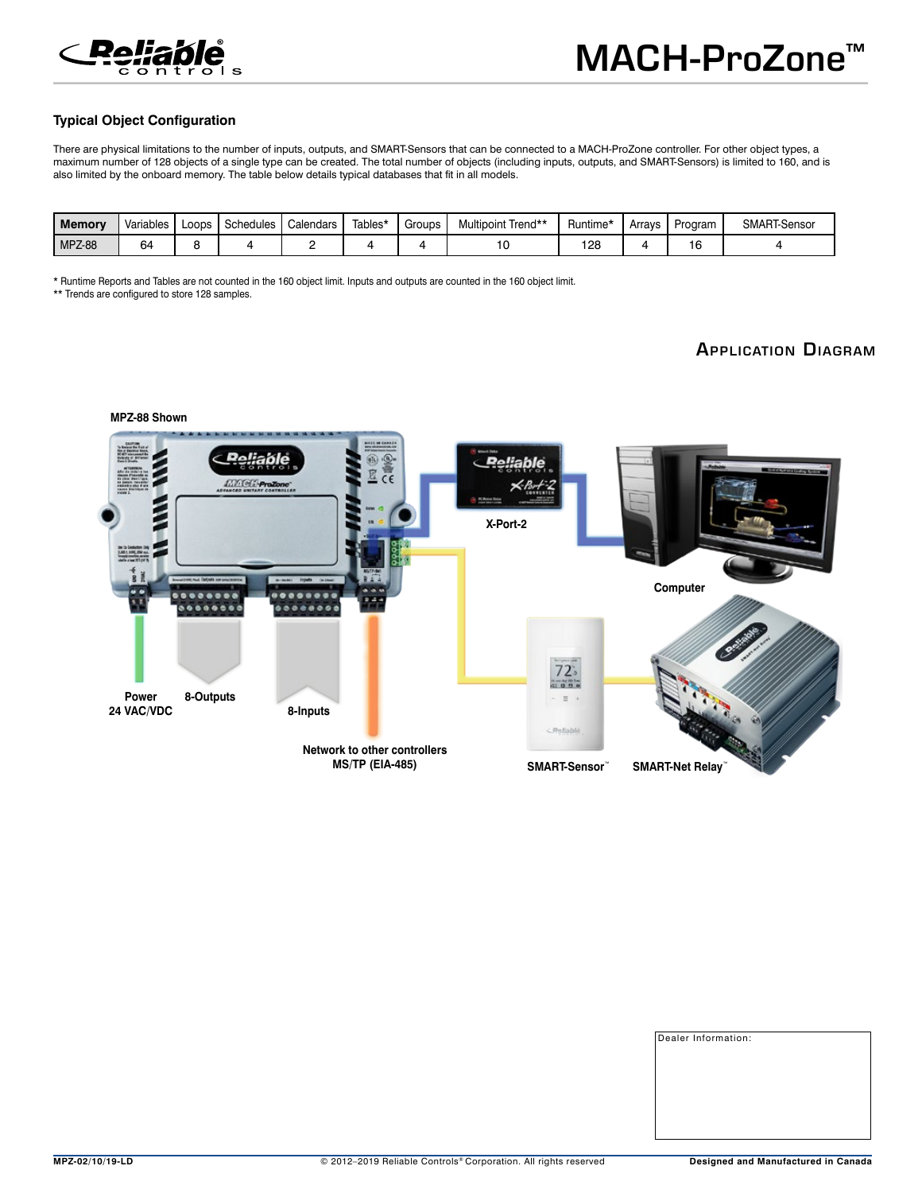## Typical Object Configuration

There are physical limitations to the number of inputs, outputs, and SMART-Sensors that can be connected to a MACH-ProZone controller. For other object types, a maximum number of 128 objects of a single type can be created. The total number of objects (including inputs, outputs, and SMART-Sensors) is limited to 160, and is also limited by the onboard memory. The table below details typical databases that fit in all models.

| Memory | Variables | Loops | Schedules | Calendars | Tables* | Groups | Multipoint Trend** | Runtime* | Arrays | Program | SMART-Sensor |
|---|---|---|---|---|---|---|---|---|---|---|---|
| MPZ-88 | 64 | 8 | 4 | 2 | 4 | 4 | 10 | 128 | 4 | 16 | 4 |

\* Runtime Reports and Tables are not counted in the 160 object limit. Inputs and outputs are counted in the 160 object limit.

\*\* Trends are configured to store 128 samples.

## Application Diagram

MPZ-88 Shown

X-Port-2

Computer

Power 24 VAC/VDC

8-Outputs

8-Inputs

Network to other controllers MS/TP (EIA-485)

SMART-Sensor™

SMART-Net Relay™

Dealer Information:

MPZ-02/10/19-LD

© 2012–2019 Reliable Controls® Corporation. All rights reserved

Designed and Manufactured in Canada